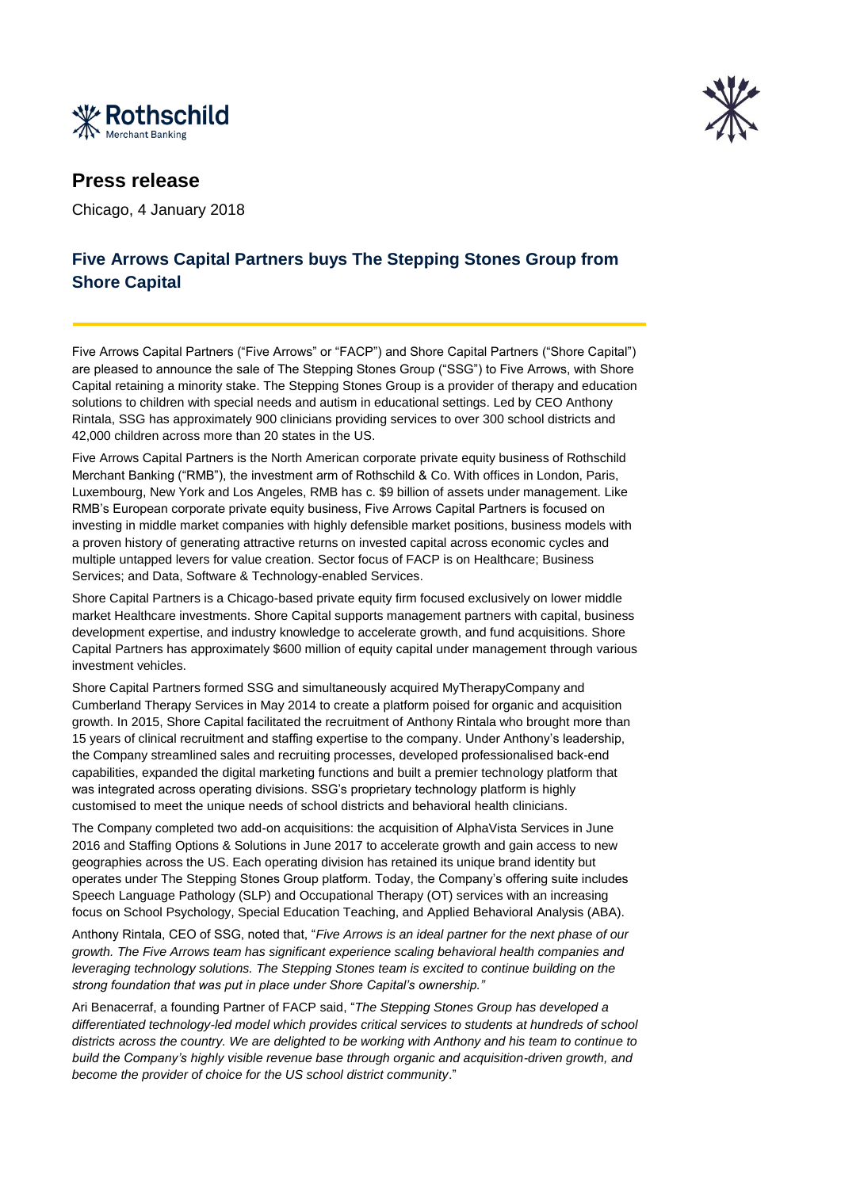# Press release

Chicago, 4 January 2018

## Five Arrows Capital Partners buys The Stepping Stones Group from Shore Capital

Five Arrows Capital Partners ("Five Arrows" or "FACP") and Shore Capital Partners ("Shore Capital") are pleased to announce the sale of The Stepping Stones Group ("SSG") to Five Arrows, with Shore Capital retaining a minority stake. The Stepping Stones Group is a provider of therapy and education solutions to children with special needs and autism in educational settings. Led by CEO Anthony Rintala, SSG has approximately 900 clinicians providing services to over 300 school districts and 42,000 children across more than 20 states in the US.

Five Arrows Capital Partners is the North American corporate private equity business of Rothschild Merchant Banking ("RMB"), the investment arm of Rothschild & Co. With offices in London, Paris, Luxembourg, New York and Los Angeles, RMB has c. $9 billion of assets under management. Like RMB's European corporate private equity business, Five Arrows Capital Partners is focused on investing in middle market companies with highly defensible market positions, business models with a proven history of generating attractive returns on invested capital across economic cycles and multiple untapped levers for value creation. Sector focus of FACP is on Healthcare; Business Services; and Data, Software & Technology-enabled Services.

Shore Capital Partners is a Chicago-based private equity firm focused exclusively on lower middle market Healthcare investments. Shore Capital supports management partners with capital, business development expertise, and industry knowledge to accelerate growth, and fund acquisitions. Shore Capital Partners has approximately $600 million of equity capital under management through various investment vehicles.

Shore Capital Partners formed SSG and simultaneously acquired MyTherapyCompany and Cumberland Therapy Services in May 2014 to create a platform poised for organic and acquisition growth. In 2015, Shore Capital facilitated the recruitment of Anthony Rintala who brought more than 15 years of clinical recruitment and staffing expertise to the company. Under Anthony's leadership, the Company streamlined sales and recruiting processes, developed professionalised back-end capabilities, expanded the digital marketing functions and built a premier technology platform that was integrated across operating divisions. SSG's proprietary technology platform is highly customised to meet the unique needs of school districts and behavioral health clinicians.

The Company completed two add-on acquisitions: the acquisition of AlphaVista Services in June 2016 and Staffing Options & Solutions in June 2017 to accelerate growth and gain access to new geographies across the US. Each operating division has retained its unique brand identity but operates under The Stepping Stones Group platform. Today, the Company's offering suite includes Speech Language Pathology (SLP) and Occupational Therapy (OT) services with an increasing focus on School Psychology, Special Education Teaching, and Applied Behavioral Analysis (ABA).

Anthony Rintala, CEO of SSG, noted that, "*Five Arrows is an ideal partner for the next phase of our growth. The Five Arrows team has significant experience scaling behavioral health companies and leveraging technology solutions. The Stepping Stones team is excited to continue building on the strong foundation that was put in place under Shore Capital's ownership."*

Ari Benacerraf, a founding Partner of FACP said, "*The Stepping Stones Group has developed a differentiated technology-led model which provides critical services to students at hundreds of school districts across the country. We are delighted to be working with Anthony and his team to continue to build the Company's highly visible revenue base through organic and acquisition-driven growth, and become the provider of choice for the US school district community*."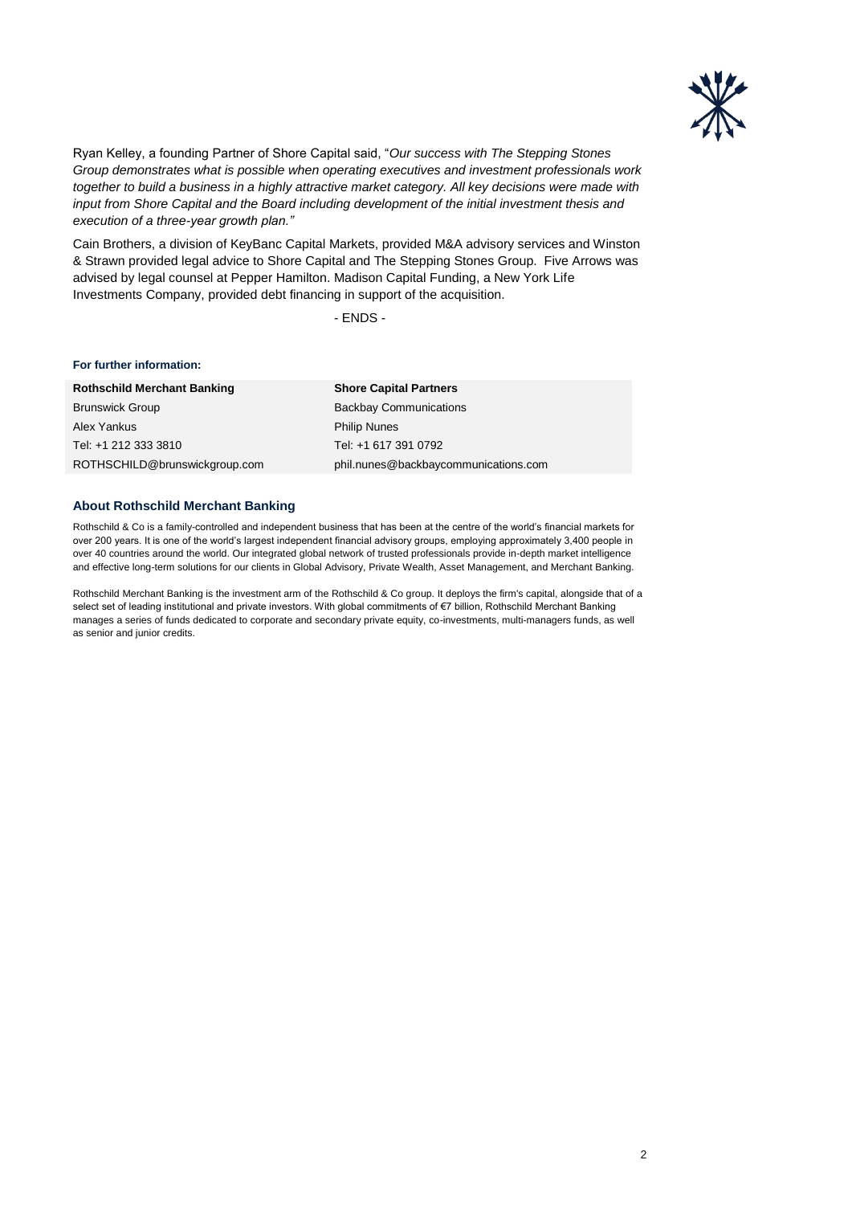Ryan Kelley, a founding Partner of Shore Capital said, "*Our success with The Stepping Stones Group demonstrates what is possible when operating executives and investment professionals work together to build a business in a highly attractive market category. All key decisions were made with input from Shore Capital and the Board including development of the initial investment thesis and execution of a three-year growth plan.*"

Cain Brothers, a division of KeyBanc Capital Markets, provided M&A advisory services and Winston & Strawn provided legal advice to Shore Capital and The Stepping Stones Group. Five Arrows was advised by legal counsel at Pepper Hamilton. Madison Capital Funding, a New York Life Investments Company, provided debt financing in support of the acquisition.

- ENDS -

**For further information:**

| **Rothschild Merchant Banking** | **Shore Capital Partners** |
| --- | --- |
| Brunswick Group | Backbay Communications |
| Alex Yankus | Philip Nunes |
| Tel: +1 212 333 3810 | Tel: +1 617 391 0792 |
| ROTHSCHILD@brunswickgroup.com | phil.nunes@backbaycommunications.com |

## About Rothschild Merchant Banking

Rothschild & Co is a family-controlled and independent business that has been at the centre of the world's financial markets for over 200 years. It is one of the world's largest independent financial advisory groups, employing approximately 3,400 people in over 40 countries around the world. Our integrated global network of trusted professionals provide in-depth market intelligence and effective long-term solutions for our clients in Global Advisory, Private Wealth, Asset Management, and Merchant Banking.

Rothschild Merchant Banking is the investment arm of the Rothschild & Co group. It deploys the firm's capital, alongside that of a select set of leading institutional and private investors. With global commitments of €7 billion, Rothschild Merchant Banking manages a series of funds dedicated to corporate and secondary private equity, co-investments, multi-managers funds, as well as senior and junior credits.